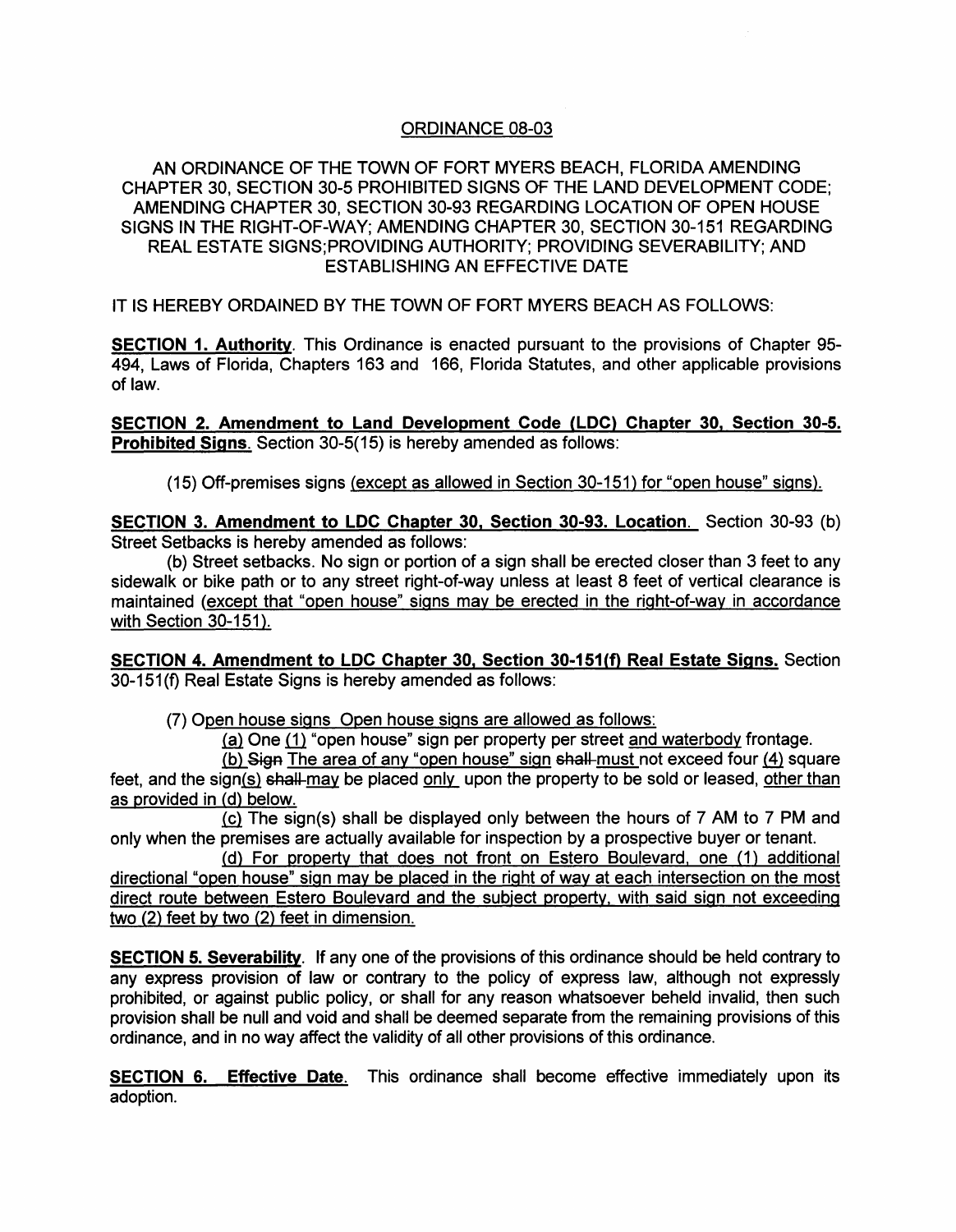ORDINANCE 08-03

AN ORDINANCE OF THE TOWN OF FORT MYERS BEACH, FLORIDA AMENDING CHAPTER 30, SECTION 30-5 PROHIBITED SIGNS OF THE LAND DEVELOPMENT CODE; AMENDING CHAPTER 30, SECTION 30-93 REGARDING LOCATION OF OPEN HOUSE SIGNS IN THE RIGHT-OF-WAY; AMENDING CHAPTER 30, SECTION 30-151 REGARDING REAL ESTATE SIGNS;PROVIDING AUTHORITY; PROVIDING SEVERABILITY; AND ESTABLISHING AN EFFECTIVE DATE

IT IS HEREBY ORDAINED BY THE TOWN OF FORT MYERS BEACH AS FOLLOWS:

**SECTION 1. Authority**. This Ordinance is enacted pursuant to the provisions of Chapter 95-494, Laws of Florida, Chapters 163 and 166, Florida Statutes, and other applicable provisions of law.

**SECTION 2. Amendment to Land Development Code (LDC) Chapter 30, Section 30-5. Prohibited Signs**. Section 30-5(15) is hereby amended as follows:

(15) Off-premises signs (except as allowed in Section 30-151) for "open house" signs).

**SECTION 3. Amendment to LDC Chapter 30, Section 30-93. Location**. Section 30-93 (b) Street Setbacks is hereby amended as follows:

(b) Street setbacks. No sign or portion of a sign shall be erected closer than 3 feet to any sidewalk or bike path or to any street right-of-way unless at least 8 feet of vertical clearance is maintained (except that "open house" signs may be erected in the right-of-way in accordance with Section 30-151).

**SECTION 4. Amendment to LDC Chapter 30, Section 30-151(f) Real Estate Signs.** Section 30-151(f) Real Estate Signs is hereby amended as follows:

(7) Open house signs Open house signs are allowed as follows:

(a) One (1) "open house" sign per property per street and waterbody frontage.

(b) ~~Sign~~ The area of any "open house" sign ~~shall~~ must not exceed four (4) square feet, and the sign(s) ~~shall~~ may be placed only upon the property to be sold or leased, other than as provided in (d) below.

(c) The sign(s) shall be displayed only between the hours of 7 AM to 7 PM and only when the premises are actually available for inspection by a prospective buyer or tenant.

(d) For property that does not front on Estero Boulevard, one (1) additional directional "open house" sign may be placed in the right of way at each intersection on the most direct route between Estero Boulevard and the subject property, with said sign not exceeding two (2) feet by two (2) feet in dimension.

**SECTION 5. Severability**. If any one of the provisions of this ordinance should be held contrary to any express provision of law or contrary to the policy of express law, although not expressly prohibited, or against public policy, or shall for any reason whatsoever beheld invalid, then such provision shall be null and void and shall be deemed separate from the remaining provisions of this ordinance, and in no way affect the validity of all other provisions of this ordinance.

**SECTION 6. Effective Date**. This ordinance shall become effective immediately upon its adoption.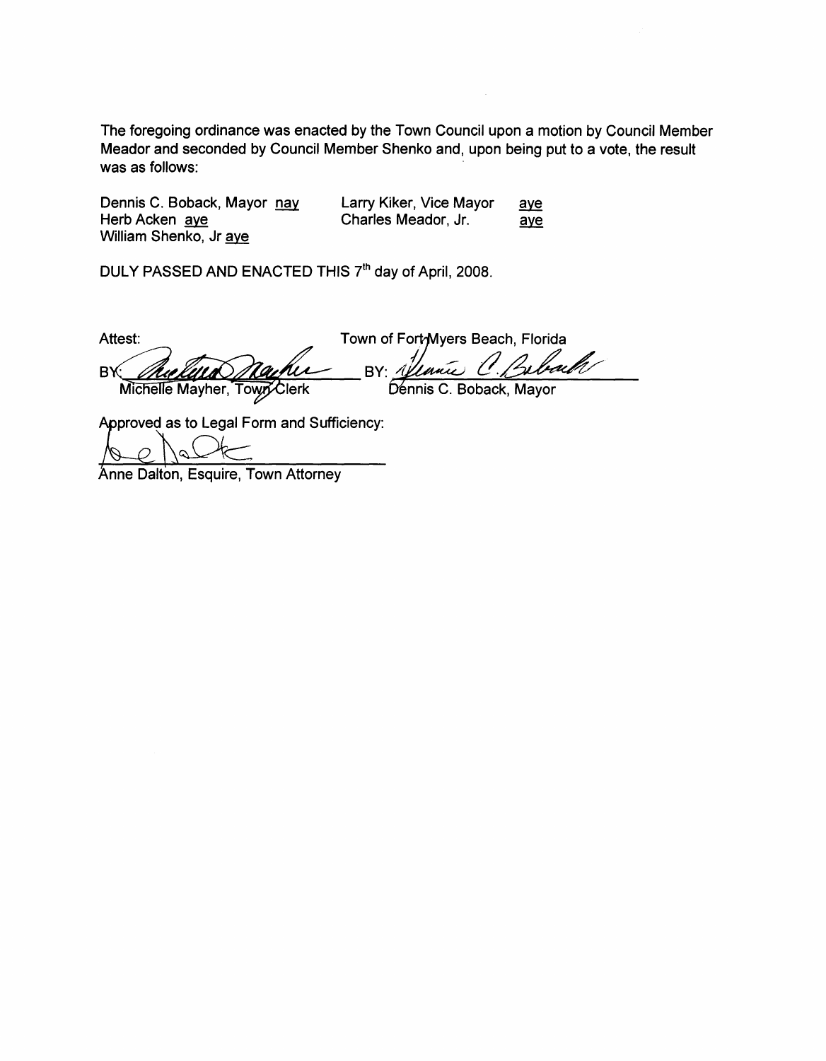The foregoing ordinance was enacted by the Town Council upon a motion by Council Member Meador and seconded by Council Member Shenko and, upon being put to a vote, the result was as follows:

| | |
|---|---|
| Dennis C. Boback, Mayor nay | Larry Kiker, Vice Mayor aye |
| Herb Acken aye | Charles Meador, Jr. aye |
| William Shenko, Jr aye | |

DULY PASSED AND ENACTED THIS 7th day of April, 2008.

Attest:

BY: ______________________
Michelle Mayher, Town Clerk

Town of Fort Myers Beach, Florida

BY: ______________________
Dennis C. Boback, Mayor

Approved as to Legal Form and Sufficiency:

______________________
Anne Dalton, Esquire, Town Attorney